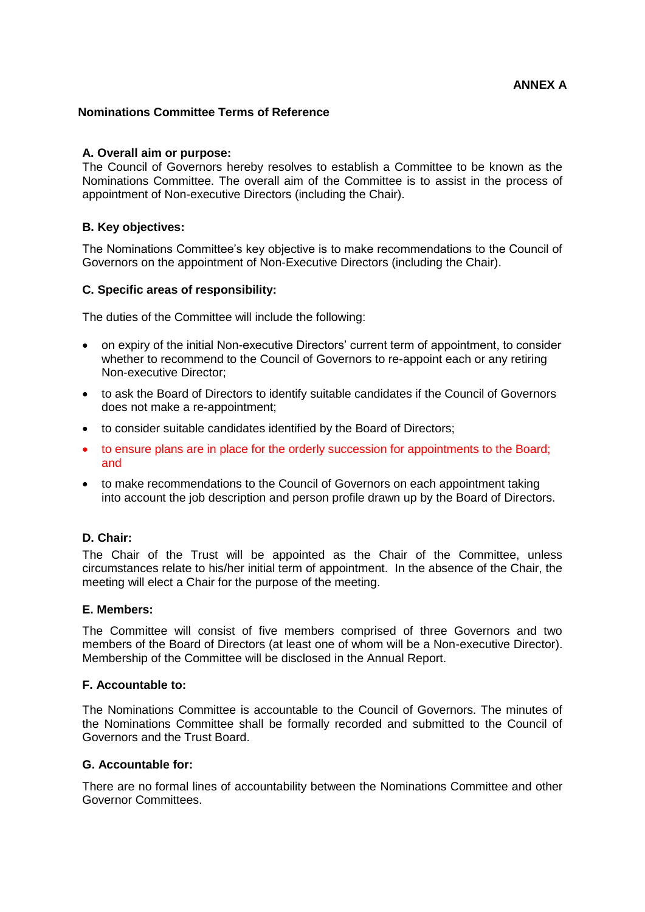**ANNEX A**

## Nominations Committee Terms of Reference

### A. Overall aim or purpose:

The Council of Governors hereby resolves to establish a Committee to be known as the Nominations Committee. The overall aim of the Committee is to assist in the process of appointment of Non-executive Directors (including the Chair).

### B. Key objectives:

The Nominations Committee's key objective is to make recommendations to the Council of Governors on the appointment of Non-Executive Directors (including the Chair).

### C. Specific areas of responsibility:

The duties of the Committee will include the following:

- on expiry of the initial Non-executive Directors' current term of appointment, to consider whether to recommend to the Council of Governors to re-appoint each or any retiring Non-executive Director;
- to ask the Board of Directors to identify suitable candidates if the Council of Governors does not make a re-appointment;
- to consider suitable candidates identified by the Board of Directors;
- to ensure plans are in place for the orderly succession for appointments to the Board; and
- to make recommendations to the Council of Governors on each appointment taking into account the job description and person profile drawn up by the Board of Directors.

### D. Chair:

The Chair of the Trust will be appointed as the Chair of the Committee, unless circumstances relate to his/her initial term of appointment. In the absence of the Chair, the meeting will elect a Chair for the purpose of the meeting.

### E. Members:

The Committee will consist of five members comprised of three Governors and two members of the Board of Directors (at least one of whom will be a Non-executive Director). Membership of the Committee will be disclosed in the Annual Report.

### F. Accountable to:

The Nominations Committee is accountable to the Council of Governors. The minutes of the Nominations Committee shall be formally recorded and submitted to the Council of Governors and the Trust Board.

### G. Accountable for:

There are no formal lines of accountability between the Nominations Committee and other Governor Committees.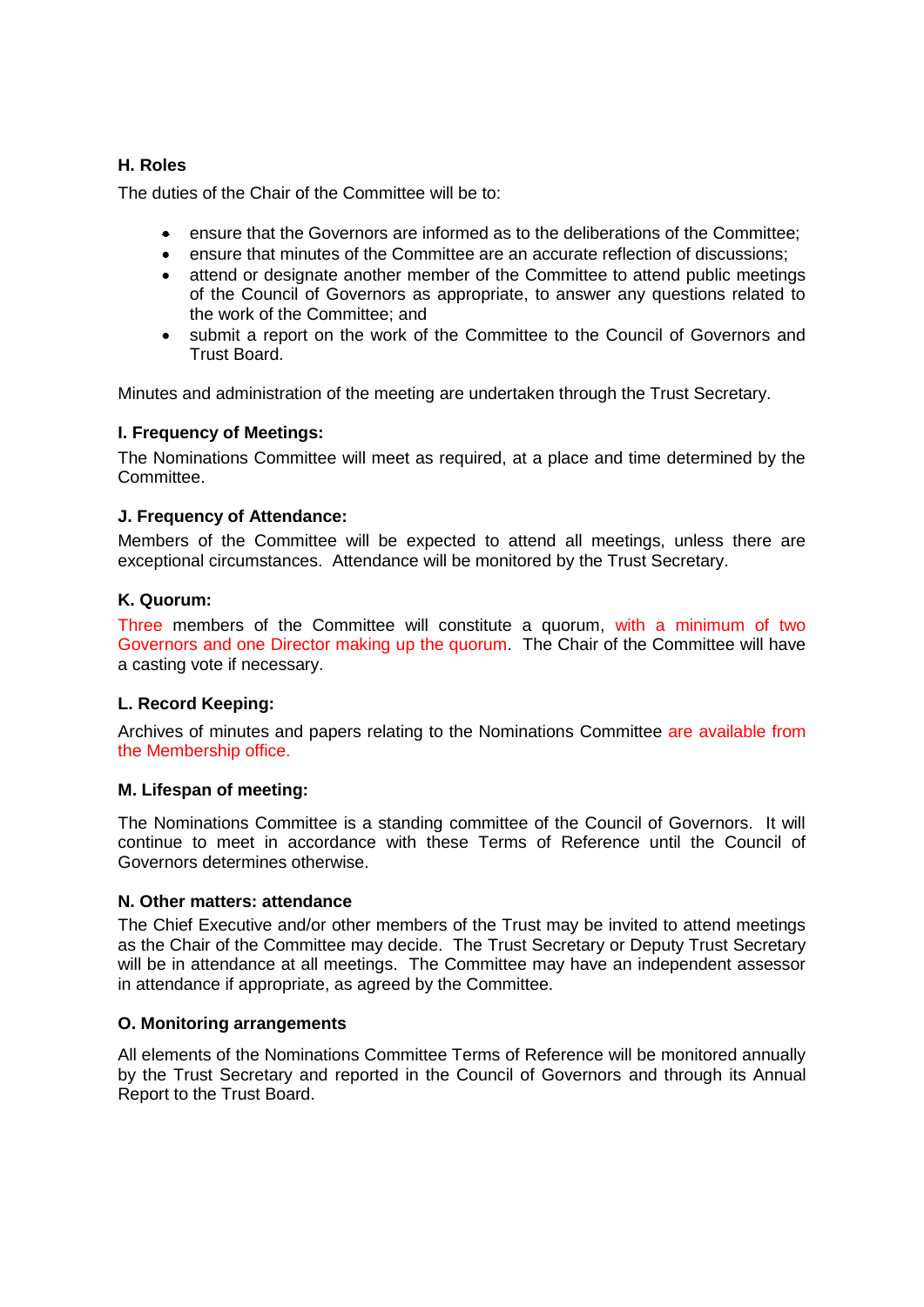**H. Roles**

The duties of the Chair of the Committee will be to:

- ensure that the Governors are informed as to the deliberations of the Committee;
- ensure that minutes of the Committee are an accurate reflection of discussions;
- attend or designate another member of the Committee to attend public meetings of the Council of Governors as appropriate, to answer any questions related to the work of the Committee; and
- submit a report on the work of the Committee to the Council of Governors and Trust Board.

Minutes and administration of the meeting are undertaken through the Trust Secretary.

**I. Frequency of Meetings:**

The Nominations Committee will meet as required, at a place and time determined by the Committee.

**J. Frequency of Attendance:**

Members of the Committee will be expected to attend all meetings, unless there are exceptional circumstances. Attendance will be monitored by the Trust Secretary.

**K. Quorum:**

Three members of the Committee will constitute a quorum, with a minimum of two Governors and one Director making up the quorum. The Chair of the Committee will have a casting vote if necessary.

**L. Record Keeping:**

Archives of minutes and papers relating to the Nominations Committee are available from the Membership office.

**M. Lifespan of meeting:**

The Nominations Committee is a standing committee of the Council of Governors. It will continue to meet in accordance with these Terms of Reference until the Council of Governors determines otherwise.

**N. Other matters: attendance**

The Chief Executive and/or other members of the Trust may be invited to attend meetings as the Chair of the Committee may decide. The Trust Secretary or Deputy Trust Secretary will be in attendance at all meetings. The Committee may have an independent assessor in attendance if appropriate, as agreed by the Committee.

**O. Monitoring arrangements**

All elements of the Nominations Committee Terms of Reference will be monitored annually by the Trust Secretary and reported in the Council of Governors and through its Annual Report to the Trust Board.